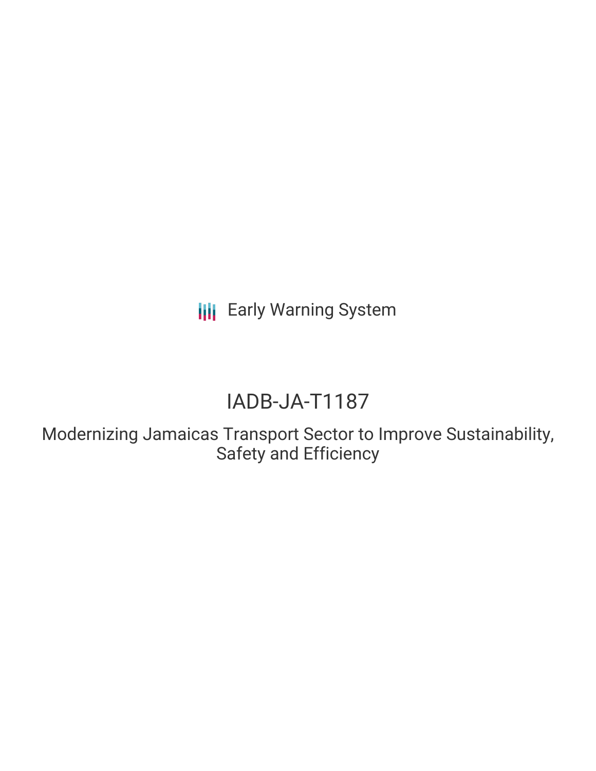Early Warning System

# IADB-JA-T1187

## Modernizing Jamaicas Transport Sector to Improve Sustainability, Safety and Efficiency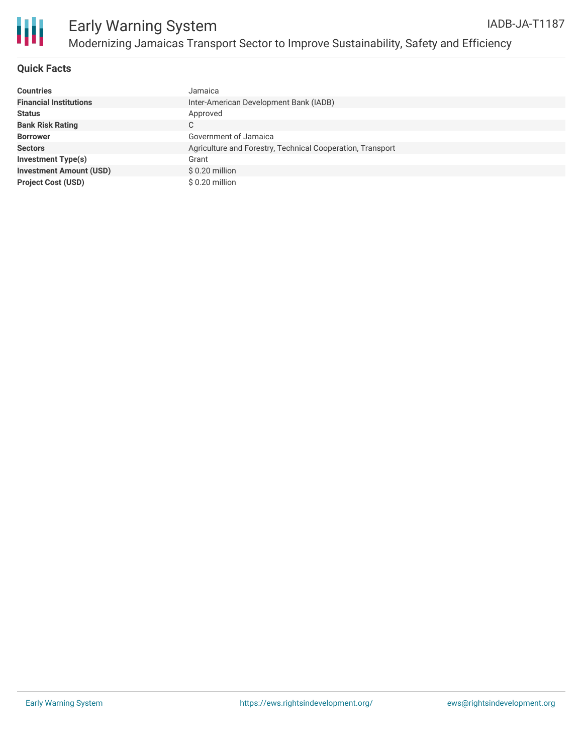# Early Warning System

## Modernizing Jamaicas Transport Sector to Improve Sustainability, Safety and Efficiency

IADB-JA-T1187

### Quick Facts

| | |
|---|---|
| **Countries** | Jamaica |
| **Financial Institutions** | Inter-American Development Bank (IADB) |
| **Status** | Approved |
| **Bank Risk Rating** | C |
| **Borrower** | Government of Jamaica |
| **Sectors** | Agriculture and Forestry, Technical Cooperation, Transport |
| **Investment Type(s)** | Grant |
| **Investment Amount (USD)** | $ 0.20 million |
| **Project Cost (USD)** | $ 0.20 million |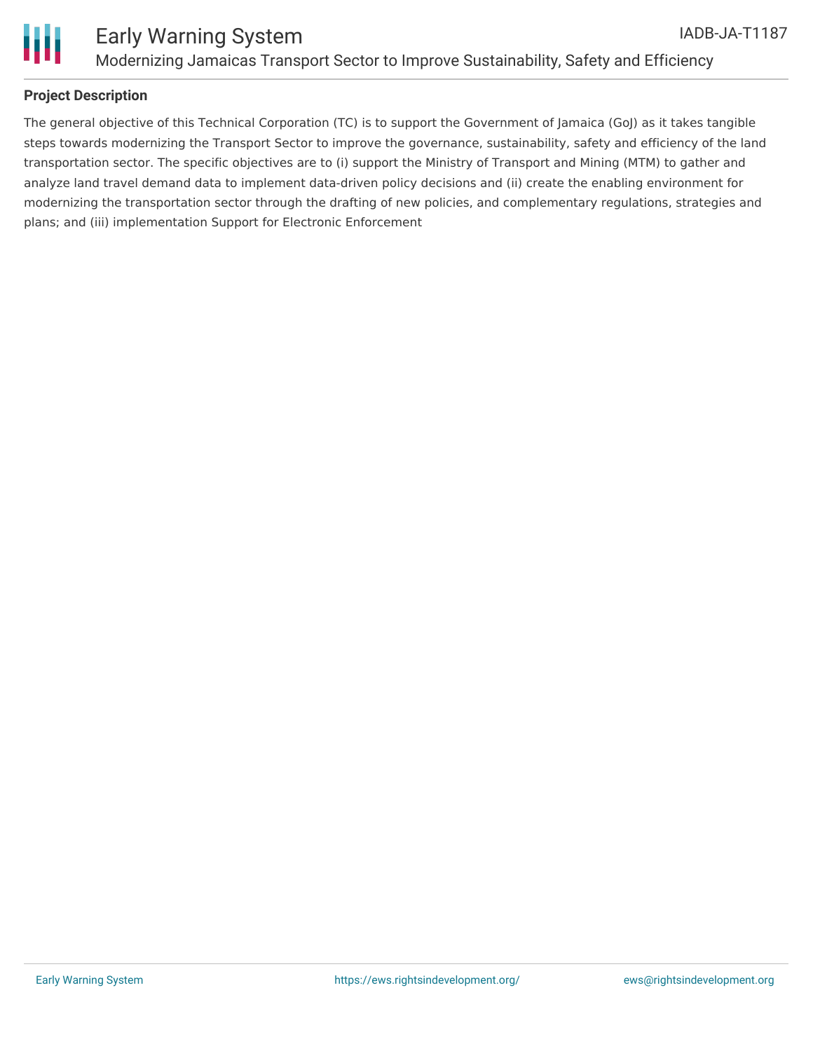## Project Description

The general objective of this Technical Corporation (TC) is to support the Government of Jamaica (GoJ) as it takes tangible steps towards modernizing the Transport Sector to improve the governance, sustainability, safety and efficiency of the land transportation sector. The specific objectives are to (i) support the Ministry of Transport and Mining (MTM) to gather and analyze land travel demand data to implement data-driven policy decisions and (ii) create the enabling environment for modernizing the transportation sector through the drafting of new policies, and complementary regulations, strategies and plans; and (iii) implementation Support for Electronic Enforcement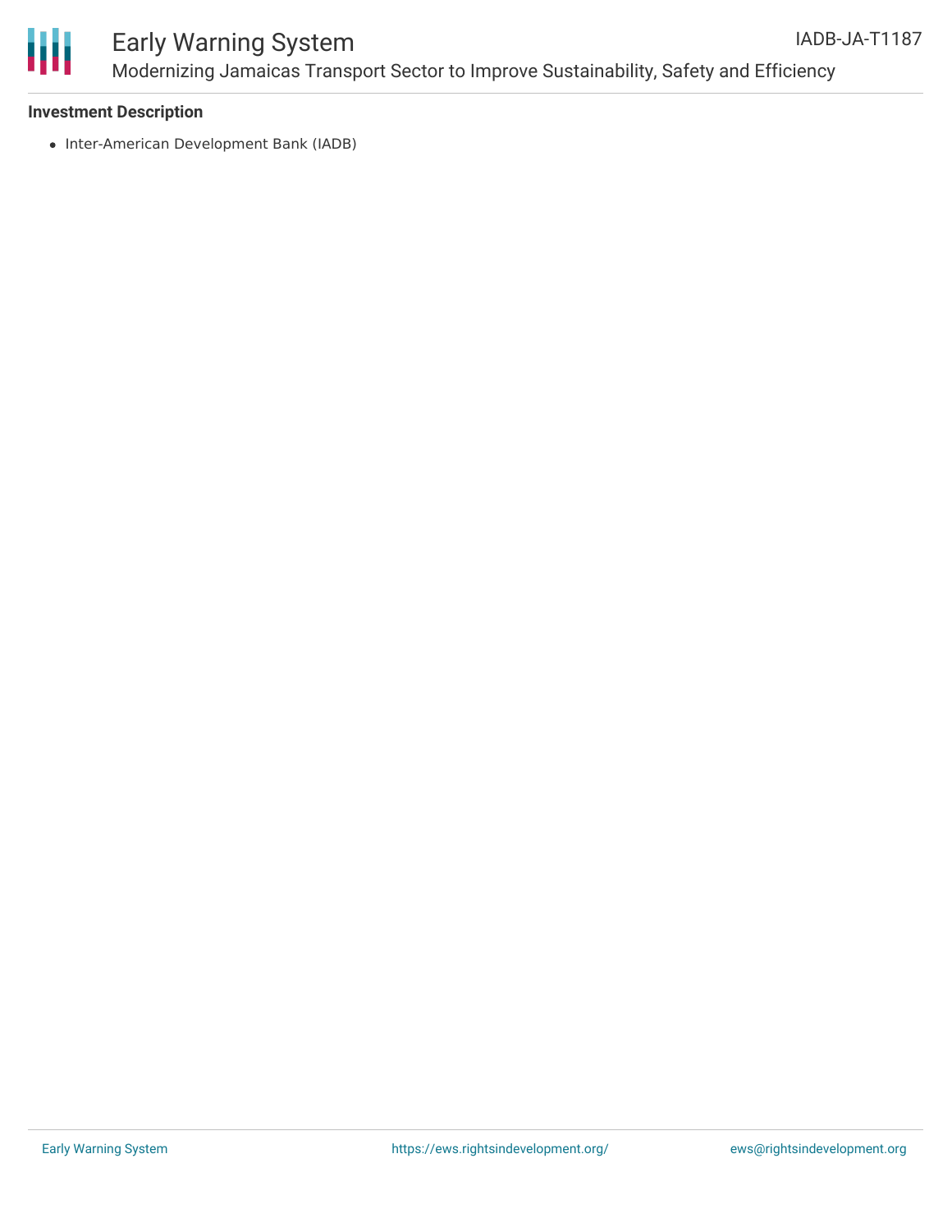**Investment Description**

- Inter-American Development Bank (IADB)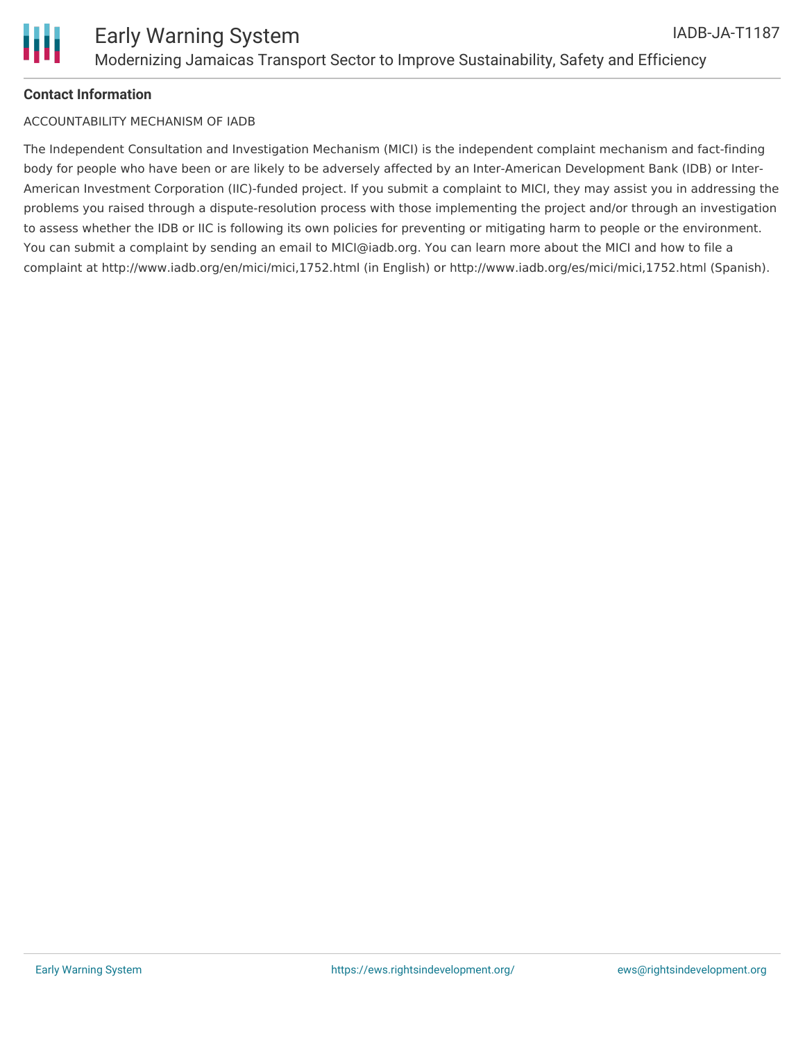**Contact Information**

ACCOUNTABILITY MECHANISM OF IADB

The Independent Consultation and Investigation Mechanism (MICI) is the independent complaint mechanism and fact-finding body for people who have been or are likely to be adversely affected by an Inter-American Development Bank (IDB) or Inter-American Investment Corporation (IIC)-funded project. If you submit a complaint to MICI, they may assist you in addressing the problems you raised through a dispute-resolution process with those implementing the project and/or through an investigation to assess whether the IDB or IIC is following its own policies for preventing or mitigating harm to people or the environment. You can submit a complaint by sending an email to MICI@iadb.org. You can learn more about the MICI and how to file a complaint at http://www.iadb.org/en/mici/mici,1752.html (in English) or http://www.iadb.org/es/mici/mici,1752.html (Spanish).